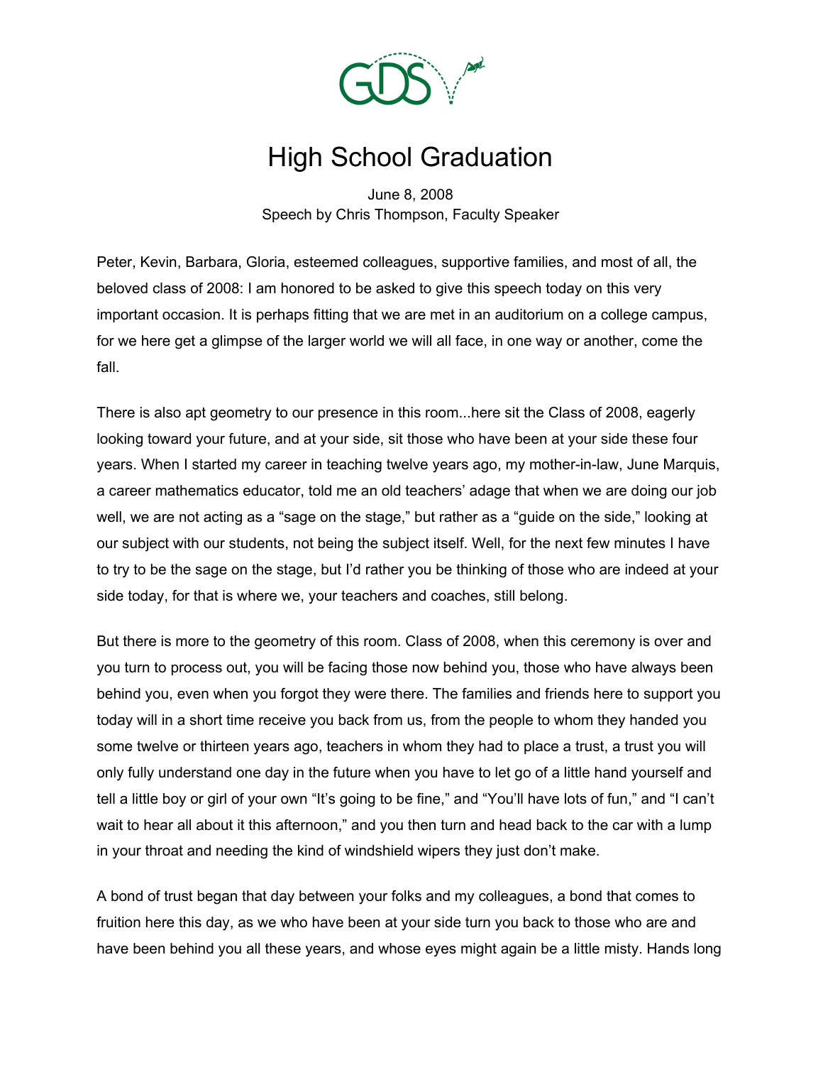# High School Graduation

June 8, 2008
Speech by Chris Thompson, Faculty Speaker

Peter, Kevin, Barbara, Gloria, esteemed colleagues, supportive families, and most of all, the beloved class of 2008: I am honored to be asked to give this speech today on this very important occasion. It is perhaps fitting that we are met in an auditorium on a college campus, for we here get a glimpse of the larger world we will all face, in one way or another, come the fall.

There is also apt geometry to our presence in this room...here sit the Class of 2008, eagerly looking toward your future, and at your side, sit those who have been at your side these four years. When I started my career in teaching twelve years ago, my mother-in-law, June Marquis, a career mathematics educator, told me an old teachers' adage that when we are doing our job well, we are not acting as a "sage on the stage," but rather as a "guide on the side," looking at our subject with our students, not being the subject itself. Well, for the next few minutes I have to try to be the sage on the stage, but I'd rather you be thinking of those who are indeed at your side today, for that is where we, your teachers and coaches, still belong.

But there is more to the geometry of this room. Class of 2008, when this ceremony is over and you turn to process out, you will be facing those now behind you, those who have always been behind you, even when you forgot they were there. The families and friends here to support you today will in a short time receive you back from us, from the people to whom they handed you some twelve or thirteen years ago, teachers in whom they had to place a trust, a trust you will only fully understand one day in the future when you have to let go of a little hand yourself and tell a little boy or girl of your own "It's going to be fine," and "You'll have lots of fun," and "I can't wait to hear all about it this afternoon," and you then turn and head back to the car with a lump in your throat and needing the kind of windshield wipers they just don't make.

A bond of trust began that day between your folks and my colleagues, a bond that comes to fruition here this day, as we who have been at your side turn you back to those who are and have been behind you all these years, and whose eyes might again be a little misty. Hands long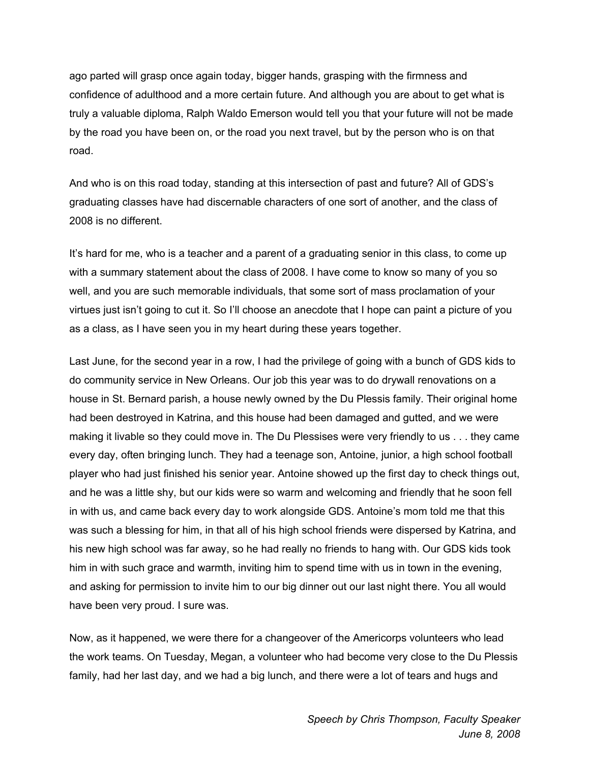ago parted will grasp once again today, bigger hands, grasping with the firmness and confidence of adulthood and a more certain future. And although you are about to get what is truly a valuable diploma, Ralph Waldo Emerson would tell you that your future will not be made by the road you have been on, or the road you next travel, but by the person who is on that road.

And who is on this road today, standing at this intersection of past and future? All of GDS's graduating classes have had discernable characters of one sort of another, and the class of 2008 is no different.

It's hard for me, who is a teacher and a parent of a graduating senior in this class, to come up with a summary statement about the class of 2008. I have come to know so many of you so well, and you are such memorable individuals, that some sort of mass proclamation of your virtues just isn't going to cut it. So I'll choose an anecdote that I hope can paint a picture of you as a class, as I have seen you in my heart during these years together.

Last June, for the second year in a row, I had the privilege of going with a bunch of GDS kids to do community service in New Orleans. Our job this year was to do drywall renovations on a house in St. Bernard parish, a house newly owned by the Du Plessis family. Their original home had been destroyed in Katrina, and this house had been damaged and gutted, and we were making it livable so they could move in. The Du Plessises were very friendly to us . . . they came every day, often bringing lunch. They had a teenage son, Antoine, junior, a high school football player who had just finished his senior year. Antoine showed up the first day to check things out, and he was a little shy, but our kids were so warm and welcoming and friendly that he soon fell in with us, and came back every day to work alongside GDS. Antoine's mom told me that this was such a blessing for him, in that all of his high school friends were dispersed by Katrina, and his new high school was far away, so he had really no friends to hang with. Our GDS kids took him in with such grace and warmth, inviting him to spend time with us in town in the evening, and asking for permission to invite him to our big dinner out our last night there. You all would have been very proud. I sure was.

Now, as it happened, we were there for a changeover of the Americorps volunteers who lead the work teams. On Tuesday, Megan, a volunteer who had become very close to the Du Plessis family, had her last day, and we had a big lunch, and there were a lot of tears and hugs and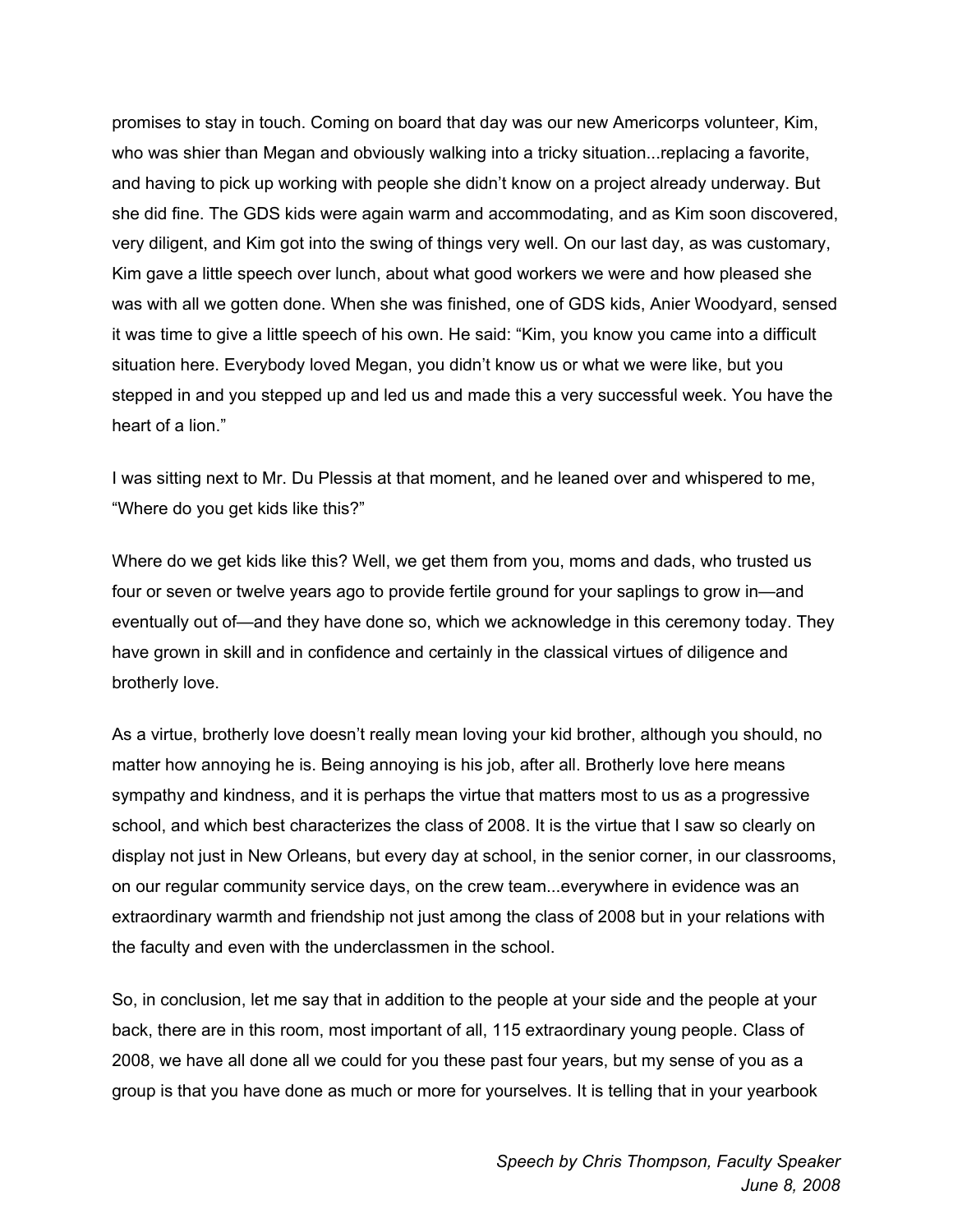promises to stay in touch. Coming on board that day was our new Americorps volunteer, Kim, who was shier than Megan and obviously walking into a tricky situation...replacing a favorite, and having to pick up working with people she didn't know on a project already underway. But she did fine. The GDS kids were again warm and accommodating, and as Kim soon discovered, very diligent, and Kim got into the swing of things very well. On our last day, as was customary, Kim gave a little speech over lunch, about what good workers we were and how pleased she was with all we gotten done. When she was finished, one of GDS kids, Anier Woodyard, sensed it was time to give a little speech of his own. He said: "Kim, you know you came into a difficult situation here. Everybody loved Megan, you didn't know us or what we were like, but you stepped in and you stepped up and led us and made this a very successful week. You have the heart of a lion."

I was sitting next to Mr. Du Plessis at that moment, and he leaned over and whispered to me, "Where do you get kids like this?"

Where do we get kids like this? Well, we get them from you, moms and dads, who trusted us four or seven or twelve years ago to provide fertile ground for your saplings to grow in—and eventually out of—and they have done so, which we acknowledge in this ceremony today. They have grown in skill and in confidence and certainly in the classical virtues of diligence and brotherly love.

As a virtue, brotherly love doesn't really mean loving your kid brother, although you should, no matter how annoying he is. Being annoying is his job, after all. Brotherly love here means sympathy and kindness, and it is perhaps the virtue that matters most to us as a progressive school, and which best characterizes the class of 2008. It is the virtue that I saw so clearly on display not just in New Orleans, but every day at school, in the senior corner, in our classrooms, on our regular community service days, on the crew team...everywhere in evidence was an extraordinary warmth and friendship not just among the class of 2008 but in your relations with the faculty and even with the underclassmen in the school.

So, in conclusion, let me say that in addition to the people at your side and the people at your back, there are in this room, most important of all, 115 extraordinary young people. Class of 2008, we have all done all we could for you these past four years, but my sense of you as a group is that you have done as much or more for yourselves. It is telling that in your yearbook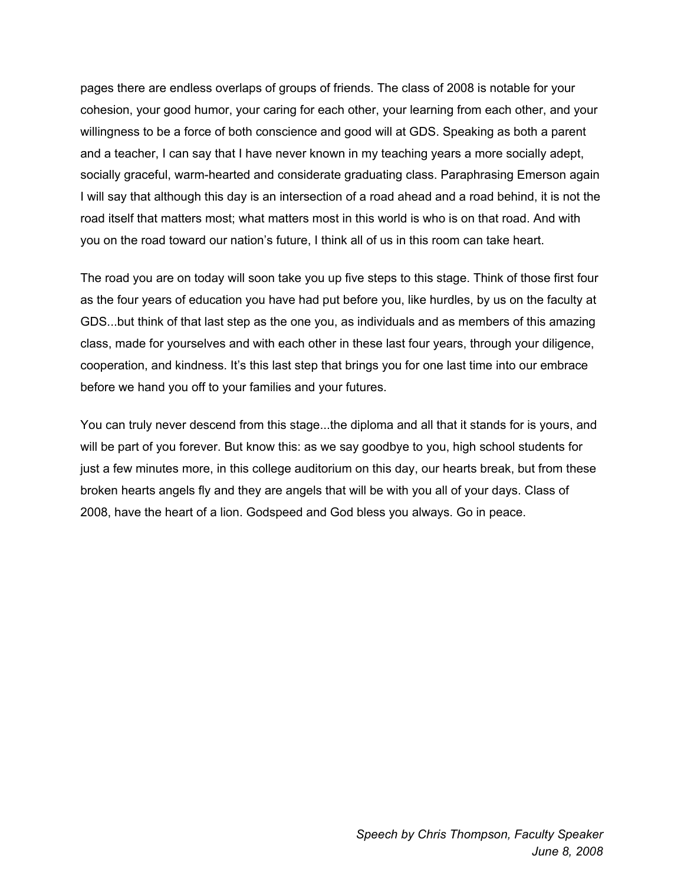pages there are endless overlaps of groups of friends. The class of 2008 is notable for your cohesion, your good humor, your caring for each other, your learning from each other, and your willingness to be a force of both conscience and good will at GDS. Speaking as both a parent and a teacher, I can say that I have never known in my teaching years a more socially adept, socially graceful, warm-hearted and considerate graduating class. Paraphrasing Emerson again I will say that although this day is an intersection of a road ahead and a road behind, it is not the road itself that matters most; what matters most in this world is who is on that road. And with you on the road toward our nation's future, I think all of us in this room can take heart.

The road you are on today will soon take you up five steps to this stage. Think of those first four as the four years of education you have had put before you, like hurdles, by us on the faculty at GDS...but think of that last step as the one you, as individuals and as members of this amazing class, made for yourselves and with each other in these last four years, through your diligence, cooperation, and kindness. It's this last step that brings you for one last time into our embrace before we hand you off to your families and your futures.

You can truly never descend from this stage...the diploma and all that it stands for is yours, and will be part of you forever. But know this: as we say goodbye to you, high school students for just a few minutes more, in this college auditorium on this day, our hearts break, but from these broken hearts angels fly and they are angels that will be with you all of your days. Class of 2008, have the heart of a lion. Godspeed and God bless you always. Go in peace.

*Speech by Chris Thompson, Faculty Speaker*
*June 8, 2008*